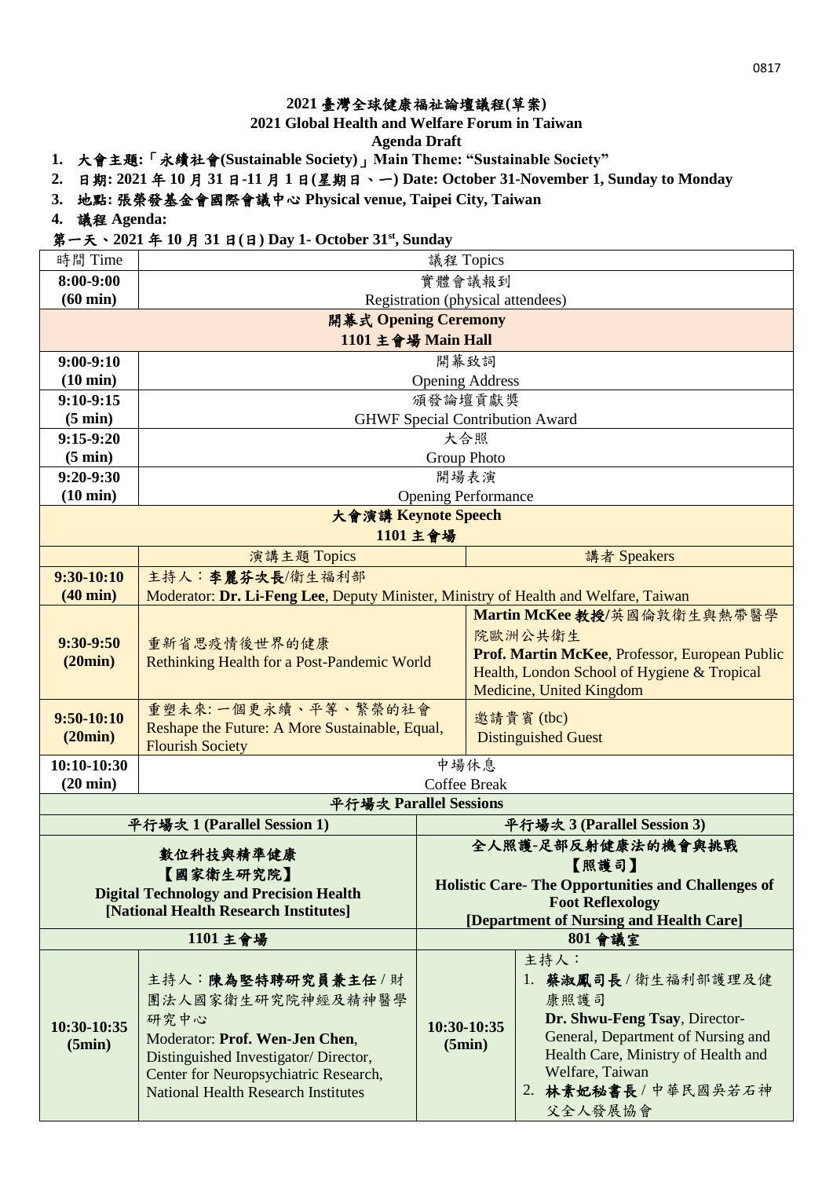# 2021 臺灣全球健康福祉論壇議程(草案)

## 2021 Global Health and Welfare Forum in Taiwan

## Agenda Draft

1. **大會主題:「永續社會(Sustainable Society)」Main Theme: "Sustainable Society"**
2. **日期: 2021 年 10 月 31 日-11 月 1 日(星期日、一) Date: October 31-November 1, Sunday to Monday**
3. **地點: 張榮發基金會國際會議中心 Physical venue, Taipei City, Taiwan**
4. **議程 Agenda:**

**第一天、2021 年 10 月 31 日(日) Day 1- October 31st, Sunday**

| 時間 Time | 議程 Topics | |
|---|---|---|
| **8:00-9:00 (60 min)** | 實體會議報到<br>Registration (physical attendees) | |
| **開幕式 Opening Ceremony<br>1101 主會場 Main Hall** | | |
| **9:00-9:10 (10 min)** | 開幕致詞<br>Opening Address | |
| **9:10-9:15 (5 min)** | 頒發論壇貢獻獎<br>GHWF Special Contribution Award | |
| **9:15-9:20 (5 min)** | 大合照<br>Group Photo | |
| **9:20-9:30 (10 min)** | 開場表演<br>Opening Performance | |
| **大會演講 Keynote Speech<br>1101 主會場** | | |
| | 演講主題 Topics | 講者 Speakers |
| **9:30-10:10 (40 min)** | 主持人：**李麗芬次長**/衛生福利部<br>Moderator: **Dr. Li-Feng Lee**, Deputy Minister, Ministry of Health and Welfare, Taiwan | |
| **9:30-9:50 (20min)** | 重新省思疫情後世界的健康<br>Rethinking Health for a Post-Pandemic World | **Martin McKee 教授/**英國倫敦衛生與熱帶醫學院歐洲公共衛生<br>**Prof. Martin McKee**, Professor, European Public Health, London School of Hygiene & Tropical Medicine, United Kingdom |
| **9:50-10:10 (20min)** | 重塑未來: 一個更永續、平等、繁榮的社會<br>Reshape the Future: A More Sustainable, Equal, Flourish Society | 邀請貴賓 (tbc)<br>Distinguished Guest |
| **10:10-10:30 (20 min)** | 中場休息<br>Coffee Break | |

**平行場次 Parallel Sessions**

| 平行場次 1 (Parallel Session 1) | | 平行場次 3 (Parallel Session 3) | |
|---|---|---|---|
| **數位科技與精準健康<br>【國家衛生研究院】<br>Digital Technology and Precision Health<br>[National Health Research Institutes]** | | **全人照護-足部反射健康法的機會與挑戰<br>【照護司】<br>Holistic Care- The Opportunities and Challenges of Foot Reflexology<br>[Department of Nursing and Health Care]** | |
| **1101 主會場** | | **801 會議室** | |
| **10:30-10:35 (5min)** | 主持人：**陳為堅特聘研究員兼主任** / 財團法人國家衛生研究院神經及精神醫學研究中心<br>Moderator: **Prof. Wen-Jen Chen**, Distinguished Investigator/ Director, Center for Neuropsychiatric Research, National Health Research Institutes | **10:30-10:35 (5min)** | 主持人：<br>1. **蔡淑鳳司長** / 衛生福利部護理及健康照護司<br>**Dr. Shwu-Feng Tsay**, Director-General, Department of Nursing and Health Care, Ministry of Health and Welfare, Taiwan<br>2. **林素妃秘書長** / 中華民國吳若石神父全人發展協會 |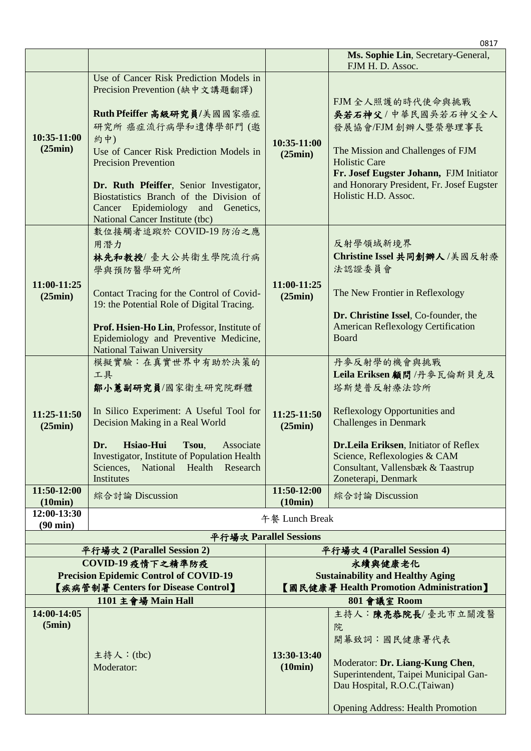| | | | |
|---|---|---|---|
| | | | **Ms. Sophie Lin**, Secretary-General, FJM H. D. Assoc. |
| **10:35-11:00 (25min)** | Use of Cancer Risk Prediction Models in Precision Prevention (缺中文講題翻譯)<br><br>**Ruth Pfeiffer 高級研究員**/美國國家癌症研究所 癌症流行病學和遺傳學部門 (邀約中)<br>Use of Cancer Risk Prediction Models in Precision Prevention<br><br>**Dr. Ruth Pfeiffer**, Senior Investigator, Biostatistics Branch of the Division of Cancer Epidemiology and Genetics, National Cancer Institute (tbc) | **10:35-11:00 (25min)** | FJM 全人照護的時代使命與挑戰<br>**吳若石神父** / 中華民國吳若石神父全人發展協會/FJM 創辦人暨榮譽理事長<br><br>The Mission and Challenges of FJM Holistic Care<br>**Fr. Josef Eugster Johann,** FJM Initiator and Honorary President, Fr. Josef Eugster Holistic H.D. Assoc. |
| **11:00-11:25 (25min)** | 數位接觸者追蹤於 COVID-19 防治之應用潛力<br>**林先和教授**/ 臺大公共衛生學院流行病學與預防醫學研究所<br><br>Contact Tracing for the Control of Covid-19: the Potential Role of Digital Tracing.<br><br>**Prof. Hsien-Ho Lin**, Professor, Institute of Epidemiology and Preventive Medicine, National Taiwan University | **11:00-11:25 (25min)** | 反射學領域新境界<br>**Christine Issel 共同創辦人** /美國反射療法認證委員會<br><br>The New Frontier in Reflexology<br><br>**Dr. Christine Issel**, Co-founder, the American Reflexology Certification Board |
| **11:25-11:50 (25min)** | 模擬實驗：在真實世界中有助於決策的工具<br>**鄒小蕙副研究員**/國家衛生研究院群體<br><br>In Silico Experiment: A Useful Tool for Decision Making in a Real World<br><br>**Dr. Hsiao-Hui Tsou**, Associate Investigator, Institute of Population Health Sciences, National Health Research Institutes | **11:25-11:50 (25min)** | 丹麥反射學的機會與挑戰<br>**Leila Eriksen 顧問** /丹麥瓦倫斯貝克及塔斯楚普反射療法診所<br><br>Reflexology Opportunities and Challenges in Denmark<br><br>**Dr.Leila Eriksen**, Initiator of Reflex Science, Reflexologies & CAM Consultant, Vallensbæk & Taastrup Zoneterapi, Denmark |
| **11:50-12:00 (10min)** | 綜合討論 Discussion | **11:50-12:00 (10min)** | 綜合討論 Discussion |
| **12:00-13:30 (90 min)** | 午餐 Lunch Break | | |
| **平行場次 Parallel Sessions** | | | |
| **平行場次 2 (Parallel Session 2)** | | **平行場次 4 (Parallel Session 4)** | |
| **COVID-19 疫情下之精準防疫**<br>**Precision Epidemic Control of COVID-19**<br>**【疾病管制署 Centers for Disease Control】** | | **永續與健康老化**<br>**Sustainability and Healthy Aging**<br>**【國民健康署 Health Promotion Administration】** | |
| **1101 主會場 Main Hall** | | **801 會議室 Room** | |
| **14:00-14:05 (5min)** | 主持人：(tbc)<br>Moderator: | **13:30-13:40 (10min)** | 主持人：**陳亮恭院長**/ 臺北市立關渡醫院<br>開幕致詞：國民健康署代表<br><br>Moderator: **Dr. Liang-Kung Chen**, Superintendent, Taipei Municipal Gan-Dau Hospital, R.O.C.(Taiwan)<br><br>Opening Address: Health Promotion |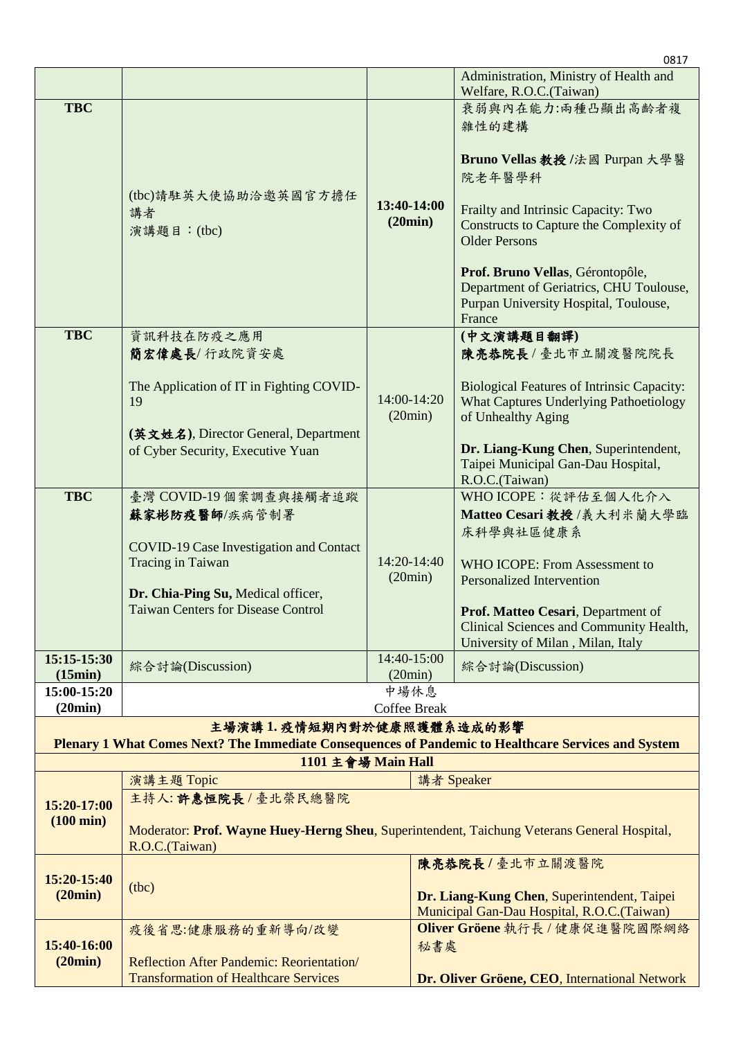| | | | |
|---|---|---|---|
| | | | Administration, Ministry of Health and Welfare, R.O.C.(Taiwan) |
| **TBC** | (tbc)請駐英大使協助洽邀英國官方擔任講者<br>演講題目：(tbc) | **13:40-14:00 (20min)** | 衰弱與內在能力:兩種凸顯出高齡者複雜性的建構<br><br>**Bruno Vellas 教授 /**法國 Purpan 大學醫院老年醫學科<br><br>Frailty and Intrinsic Capacity: Two Constructs to Capture the Complexity of Older Persons<br><br>**Prof. Bruno Vellas**, Gérontopôle, Department of Geriatrics, CHU Toulouse, Purpan University Hospital, Toulouse, France |
| **TBC** | 資訊科技在防疫之應用<br>**簡宏偉處長**/ 行政院資安處<br><br>The Application of IT in Fighting COVID-19<br><br>**(英文姓名)**, Director General, Department of Cyber Security, Executive Yuan | 14:00-14:20 (20min) | **(中文演講題目翻譯)**<br>**陳亮恭院長** / 臺北市立關渡醫院院長<br><br>Biological Features of Intrinsic Capacity: What Captures Underlying Pathoetiology of Unhealthy Aging<br><br>**Dr. Liang-Kung Chen**, Superintendent, Taipei Municipal Gan-Dau Hospital, R.O.C.(Taiwan) |
| **TBC** | 臺灣 COVID-19 個案調查與接觸者追蹤<br>**蘇家彬防疫醫師**/疾病管制署<br><br>COVID-19 Case Investigation and Contact Tracing in Taiwan<br><br>**Dr. Chia-Ping Su,** Medical officer, Taiwan Centers for Disease Control | 14:20-14:40 (20min) | WHO ICOPE：從評估至個人化介入<br>**Matteo Cesari 教授** /義大利米蘭大學臨床科學與社區健康系<br><br>WHO ICOPE: From Assessment to Personalized Intervention<br><br>**Prof. Matteo Cesari**, Department of Clinical Sciences and Community Health, University of Milan , Milan, Italy |
| **15:15-15:30 (15min)** | 綜合討論(Discussion) | 14:40-15:00 (20min) | 綜合討論(Discussion) |
| **15:00-15:20 (20min)** | 中場休息<br>Coffee Break | | |

**主場演講 1. 疫情短期內對於健康照護體系造成的影響**

**Plenary 1 What Comes Next? The Immediate Consequences of Pandemic to Healthcare Services and System**

**1101 主會場 Main Hall**

| | | |
|---|---|---|
| **15:20-17:00 (100 min)** | 演講主題 Topic | 講者 Speaker |
| | 主持人: **許惠恒院長** / 臺北榮民總醫院<br><br>Moderator: **Prof. Wayne Huey-Herng Sheu**, Superintendent, Taichung Veterans General Hospital, R.O.C.(Taiwan) | |
| **15:20-15:40 (20min)** | (tbc) | **陳亮恭院長 /** 臺北市立關渡醫院<br><br>**Dr. Liang-Kung Chen**, Superintendent, Taipei Municipal Gan-Dau Hospital, R.O.C.(Taiwan) |
| **15:40-16:00 (20min)** | 疫後省思:健康服務的重新導向/改變<br><br>Reflection After Pandemic: Reorientation/ Transformation of Healthcare Services | **Oliver Gröene** 執行長 / 健康促進醫院國際網絡秘書處<br><br>**Dr. Oliver Gröene, CEO**, International Network |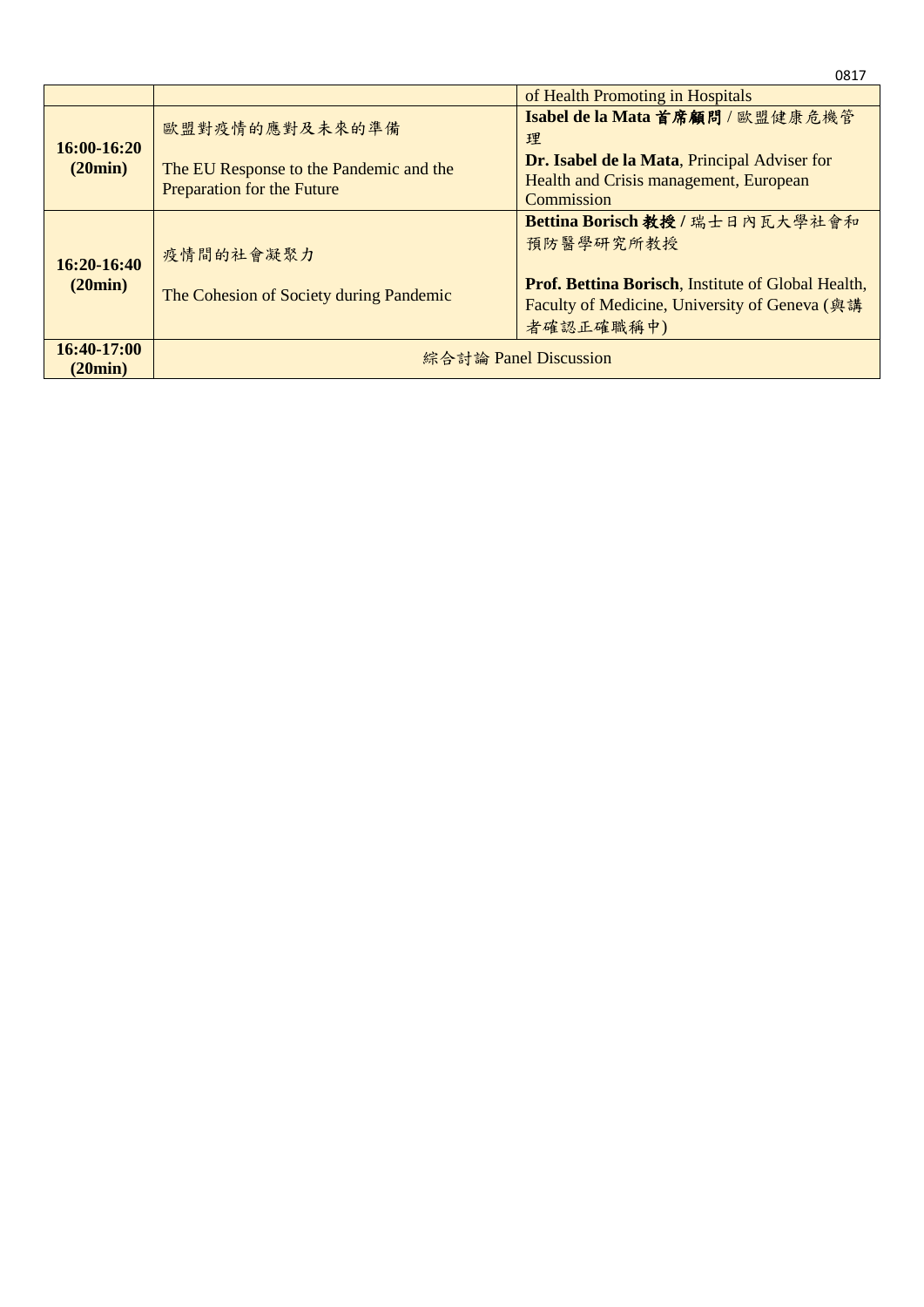| | | of Health Promoting in Hospitals |
|---|---|---|
| **16:00-16:20 (20min)** | 歐盟對疫情的應對及未來的準備<br><br>The EU Response to the Pandemic and the Preparation for the Future | **Isabel de la Mata 首席顧問** / 歐盟健康危機管理<br>**Dr. Isabel de la Mata**, Principal Adviser for Health and Crisis management, European Commission |
| **16:20-16:40 (20min)** | 疫情間的社會凝聚力<br><br>The Cohesion of Society during Pandemic | **Bettina Borisch 教授 /** 瑞士日內瓦大學社會和預防醫學研究所教授<br><br>**Prof. Bettina Borisch**, Institute of Global Health, Faculty of Medicine, University of Geneva (與講者確認正確職稱中) |
| **16:40-17:00 (20min)** | 綜合討論 Panel Discussion | |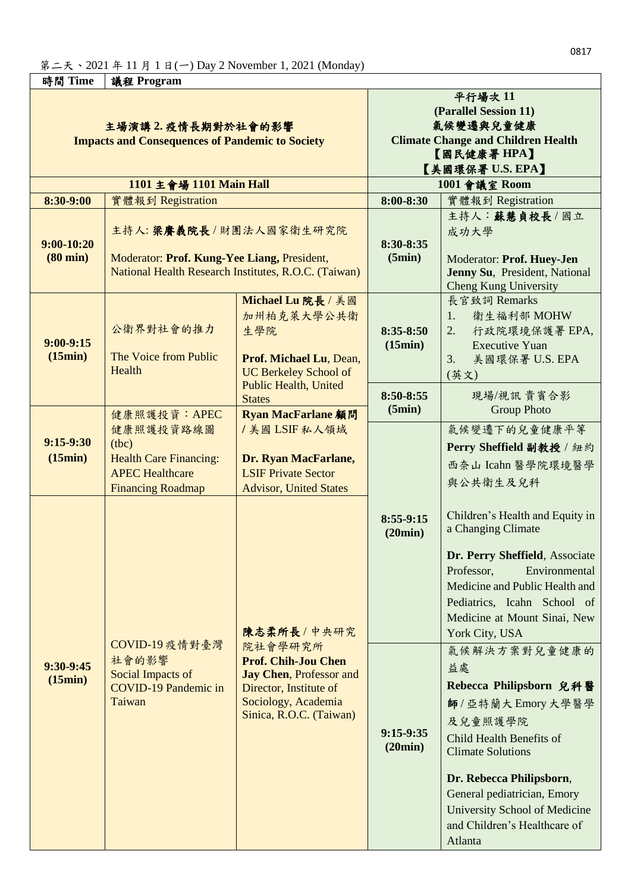第二天、2021 年 11 月 1 日(一) Day 2 November 1, 2021 (Monday)

| 時間 Time | 議程 Program | | | |
|---|---|---|---|---|
| **主場演講 2. 疫情長期對於社會的影響<br>Impacts and Consequences of Pandemic to Society** | | | **平行場次 11<br>(Parallel Session 11)<br>氣候變遷與兒童健康<br>Climate Change and Children Health<br>【國民健康署 HPA】<br>【美國環保署 U.S. EPA】** | |
| **1101 主會場 1101 Main Hall** | | | **1001 會議室 Room** | |
| **8:30-9:00** | 實體報到 Registration | | **8:00-8:30** | 實體報到 Registration |
| **9:00-10:20<br>(80 min)** | 主持人: **梁賡義院長** / 財團法人國家衛生研究院<br>Moderator: **Prof. Kung-Yee Liang,** President, National Health Research Institutes, R.O.C. (Taiwan) | | **8:30-8:35<br>(5min)** | 主持人：**蘇慧貞校長** / 國立成功大學<br>Moderator: **Prof. Huey-Jen Jenny Su**, President, National Cheng Kung University |
| **9:00-9:15<br>(15min)** | 公衛界對社會的推力<br>The Voice from Public Health | **Michael Lu 院長** / 美國加州柏克萊大學公共衛生學院<br>**Prof. Michael Lu**, Dean, UC Berkeley School of Public Health, United States | **8:35-8:50<br>(15min)** | 長官致詞 Remarks<br>1. 衛生福利部 MOHW<br>2. 行政院環境保護署 EPA, Executive Yuan<br>3. 美國環保署 U.S. EPA (英文) |
| | | | **8:50-8:55<br>(5min)** | 現場/視訊 貴賓合影<br>Group Photo |
| **9:15-9:30<br>(15min)** | 健康照護投資：APEC 健康照護投資路線圖 (tbc)<br>Health Care Financing: APEC Healthcare Financing Roadmap | **Ryan MacFarlane 顧問 /** 美國 LSIF 私人領域<br>**Dr. Ryan MacFarlane,** LSIF Private Sector Advisor, United States | **8:55-9:15<br>(20min)** | 氣候變遷下的兒童健康平等<br>**Perry Sheffield 副教授** / 紐約西奈山 Icahn 醫學院環境醫學與公共衛生及兒科<br>Children's Health and Equity in a Changing Climate<br>**Dr. Perry Sheffield**, Associate Professor, Environmental Medicine and Public Health and Pediatrics, Icahn School of Medicine at Mount Sinai, New York City, USA |
| **9:30-9:45<br>(15min)** | COVID-19 疫情對臺灣社會的影響<br>Social Impacts of COVID-19 Pandemic in Taiwan | **陳志柔所長** / 中央研究院社會學研究所<br>**Prof. Chih-Jou Chen Jay Chen**, Professor and Director, Institute of Sociology, Academia Sinica, R.O.C. (Taiwan) | **9:15-9:35<br>(20min)** | 氣候解決方案對兒童健康的益處<br>**Rebecca Philipsborn 兒科醫師** / 亞特蘭大 Emory 大學醫學及兒童照護學院<br>Child Health Benefits of Climate Solutions<br>**Dr. Rebecca Philipsborn**, General pediatrician, Emory University School of Medicine and Children's Healthcare of Atlanta |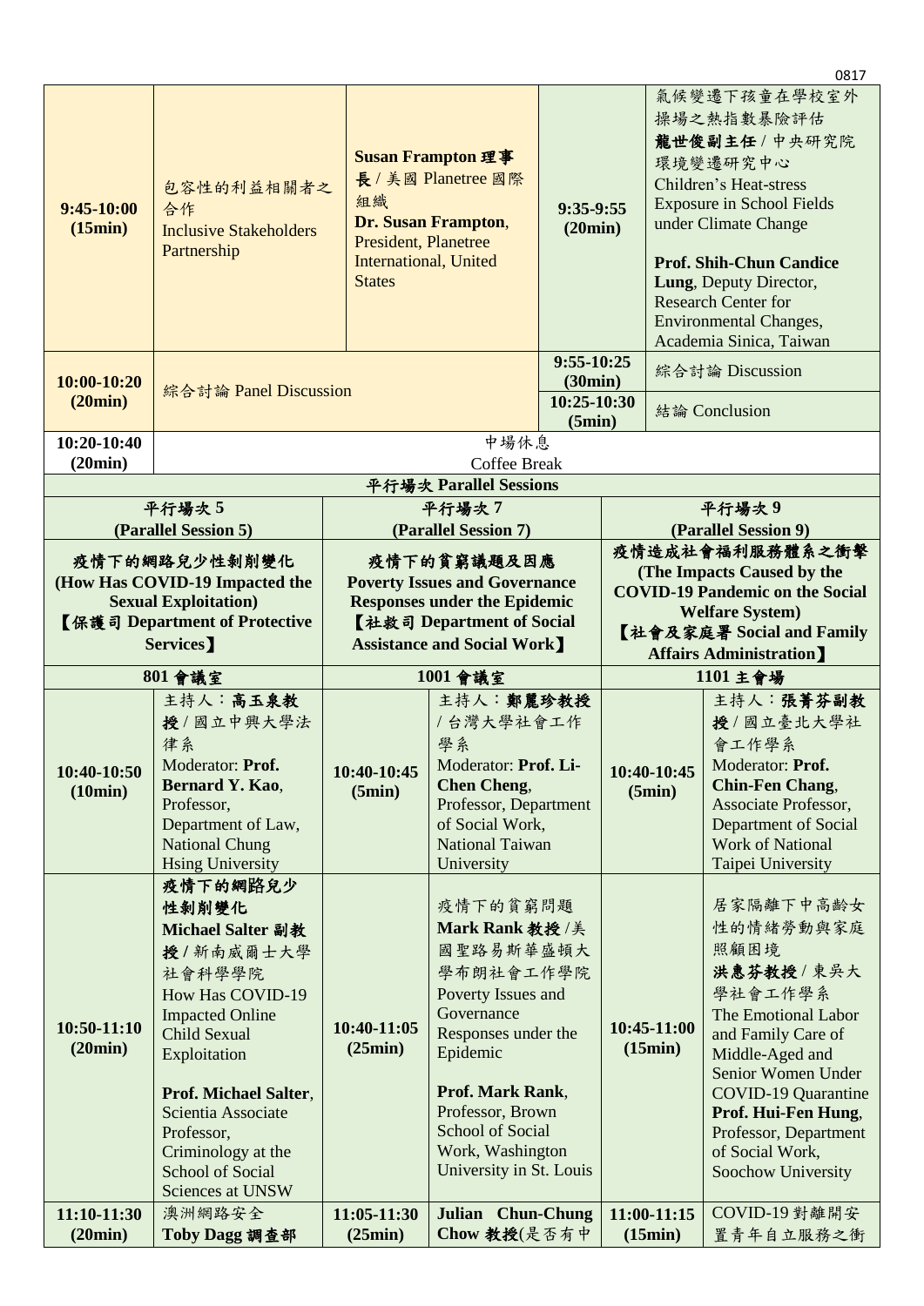0817

| 9:45-10:00 (15min) | 包容性的利益相關者之合作 Inclusive Stakeholders Partnership | **Susan Frampton 理事長** / 美國 Planetree 國際組織 **Dr. Susan Frampton**, President, Planetree International, United States | 9:35-9:55 (20min) | 氣候變遷下孩童在學校室外操場之熱指數暴險評估 **龍世俊副主任** / 中央研究院環境變遷研究中心 Children's Heat-stress Exposure in School Fields under Climate Change **Prof. Shih-Chun Candice Lung**, Deputy Director, Research Center for Environmental Changes, Academia Sinica, Taiwan |
|---|---|---|---|---|
| 10:00-10:20 (20min) | 綜合討論 Panel Discussion | | 9:55-10:25 (30min) | 綜合討論 Discussion |
| | | | 10:25-10:30 (5min) | 結論 Conclusion |
| 10:20-10:40 (20min) | 中場休息 Coffee Break | | | |

**平行場次 Parallel Sessions**

| 平行場次 5 (Parallel Session 5) | | 平行場次 7 (Parallel Session 7) | | 平行場次 9 (Parallel Session 9) | |
|---|---|---|---|---|---|
| **疫情下的網路兒少性剝削變化 (How Has COVID-19 Impacted the Sexual Exploitation) 【保護司 Department of Protective Services】** | | **疫情下的貧窮議題及因應 Poverty Issues and Governance Responses under the Epidemic 【社救司 Department of Social Assistance and Social Work】** | | **疫情造成社會福利服務體系之衝擊 (The Impacts Caused by the COVID-19 Pandemic on the Social Welfare System) 【社會及家庭署 Social and Family Affairs Administration】** | |
| **801 會議室** | | **1001 會議室** | | **1101 主會場** | |
| **10:40-10:50 (10min)** | 主持人：**高玉泉教授** / 國立中興大學法律系 Moderator: **Prof. Bernard Y. Kao**, Professor, Department of Law, National Chung Hsing University | **10:40-10:45 (5min)** | 主持人：**鄭麗珍教授** / 台灣大學社會工作學系 Moderator: **Prof. Li-Chen Cheng**, Professor, Department of Social Work, National Taiwan University | **10:40-10:45 (5min)** | 主持人：**張菁芬副教授** / 國立臺北大學社會工作學系 Moderator: **Prof. Chin-Fen Chang**, Associate Professor, Department of Social Work of National Taipei University |
| **10:50-11:10 (20min)** | **疫情下的網路兒少性剝削變化** **Michael Salter 副教授** / 新南威爾士大學社會科學學院 How Has COVID-19 Impacted Online Child Sexual Exploitation **Prof. Michael Salter**, Scientia Associate Professor, Criminology at the School of Social Sciences at UNSW | **10:40-11:05 (25min)** | 疫情下的貧窮問題 **Mark Rank 教授** /美國聖路易斯華盛頓大學布朗社會工作學院 Poverty Issues and Governance Responses under the Epidemic **Prof. Mark Rank**, Professor, Brown School of Social Work, Washington University in St. Louis | **10:45-11:00 (15min)** | 居家隔離下中高齡女性的情緒勞動與家庭照顧困境 **洪惠芬教授** / 東吳大學社會工作學系 The Emotional Labor and Family Care of Middle-Aged and Senior Women Under COVID-19 Quarantine **Prof. Hui-Fen Hung**, Professor, Department of Social Work, Soochow University |
| **11:10-11:30 (20min)** | 澳洲網路安全 **Toby Dagg 調查部** | **11:05-11:30 (25min)** | **Julian Chun-Chung Chow 教授**(是否有中 | **11:00-11:15 (15min)** | COVID-19 對離開安置青年自立服務之衝 |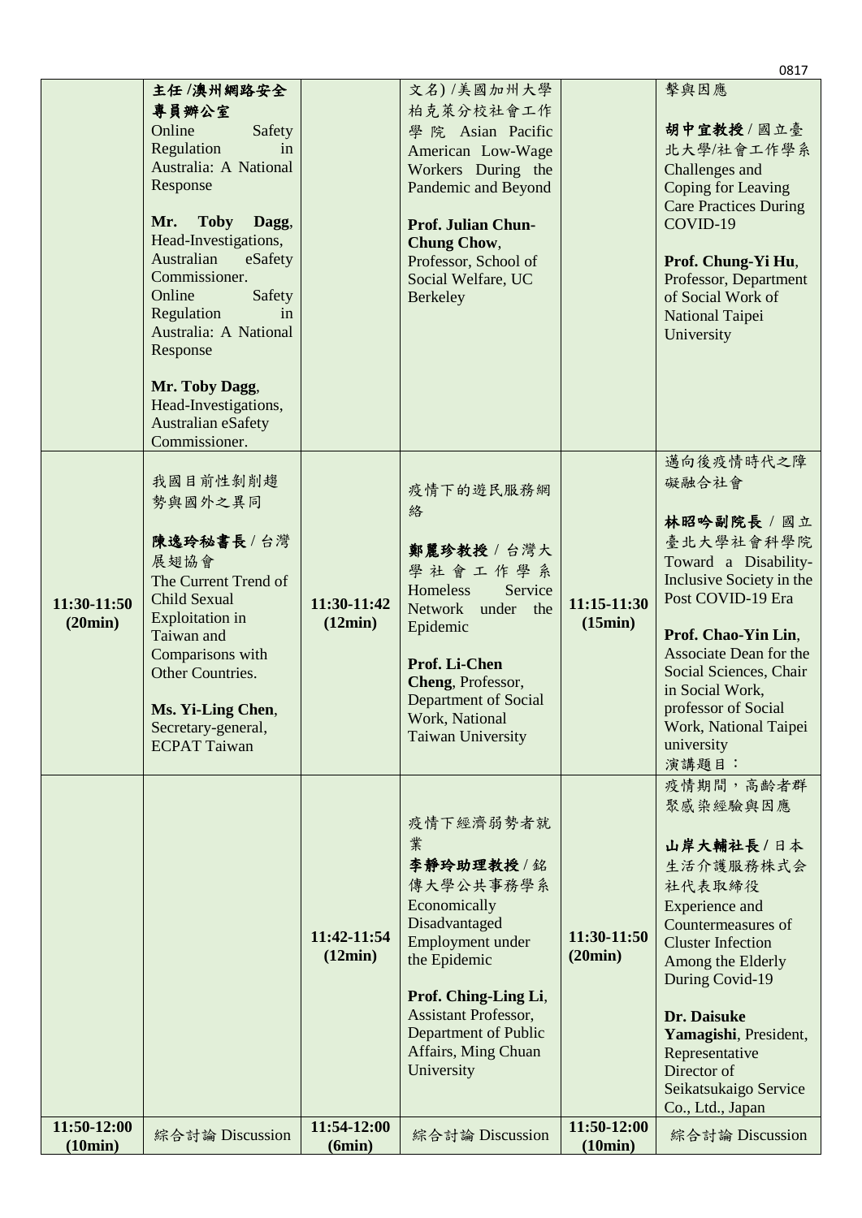| | | | | | |
|---|---|---|---|---|---|
| | **主任 /澳州網路安全專員辦公室** Online Safety Regulation in Australia: A National Response<br><br>**Mr. Toby Dagg**, Head-Investigations, Australian eSafety Commissioner. Online Safety Regulation in Australia: A National Response<br><br>**Mr. Toby Dagg**, Head-Investigations, Australian eSafety Commissioner. | | 文名) /美國加州大學柏克萊分校社會工作學院 Asian Pacific American Low-Wage Workers During the Pandemic and Beyond<br><br>**Prof. Julian Chun-Chung Chow**, Professor, School of Social Welfare, UC Berkeley | | 擊與因應<br><br>**胡中宜教授** / 國立臺北大學/社會工作學系 Challenges and Coping for Leaving Care Practices During COVID-19<br><br>**Prof. Chung-Yi Hu**, Professor, Department of Social Work of National Taipei University |
| **11:30-11:50 (20min)** | 我國目前性剝削趨勢與國外之異同<br><br>**陳逸玲秘書長** / 台灣展翅協會 The Current Trend of Child Sexual Exploitation in Taiwan and Comparisons with Other Countries.<br><br>**Ms. Yi-Ling Chen**, Secretary-general, ECPAT Taiwan | **11:30-11:42 (12min)** | 疫情下的遊民服務網絡<br><br>**鄭麗珍教授** / 台灣大學社會工作學系 Homeless Service Network under the Epidemic<br><br>**Prof. Li-Chen Cheng**, Professor, Department of Social Work, National Taiwan University | **11:15-11:30 (15min)** | 邁向後疫情時代之障礙融合社會<br><br>**林昭吟副院長** / 國立臺北大學社會科學院 Toward a Disability-Inclusive Society in the Post COVID-19 Era<br><br>**Prof. Chao-Yin Lin**, Associate Dean for the Social Sciences, Chair in Social Work, professor of Social Work, National Taipei university<br>演講題目： |
| | | **11:42-11:54 (12min)** | 疫情下經濟弱勢者就業<br>**李靜玲助理教授** / 銘傳大學公共事務學系 Economically Disadvantaged Employment under the Epidemic<br><br>**Prof. Ching-Ling Li**, Assistant Professor, Department of Public Affairs, Ming Chuan University | **11:30-11:50 (20min)** | 疫情期間，高齢者群聚感染經驗與因應<br><br>**山岸大輔社長** / 日本生活介護服務株式会社代表取締役 Experience and Countermeasures of Cluster Infection Among the Elderly During Covid-19<br><br>**Dr. Daisuke Yamagishi**, President, Representative Director of Seikatsukaigo Service Co., Ltd., Japan |
| **11:50-12:00 (10min)** | 綜合討論 Discussion | **11:54-12:00 (6min)** | 綜合討論 Discussion | **11:50-12:00 (10min)** | 綜合討論 Discussion |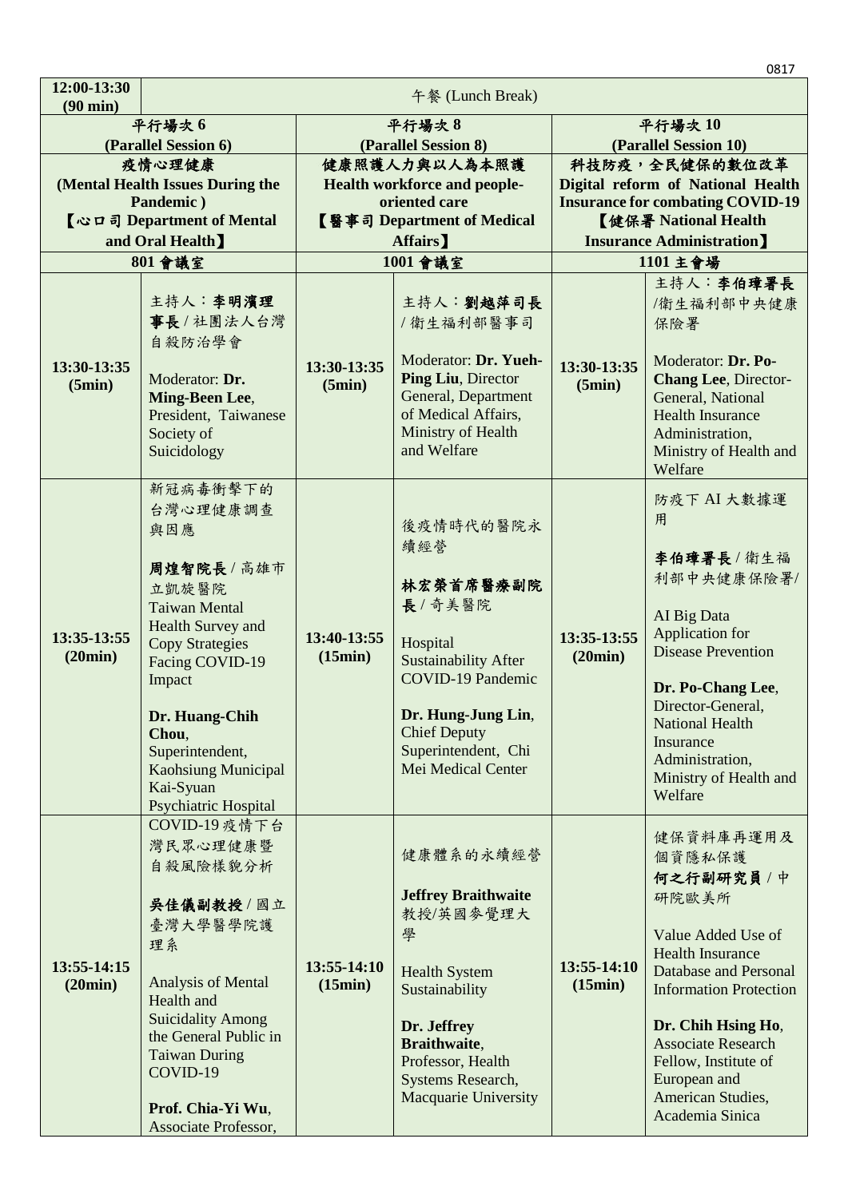| 12:00-13:30 (90 min) | 午餐 (Lunch Break) | | | | |
|---|---|---|---|---|---|
| 平行場次 6 (Parallel Session 6) | | 平行場次 8 (Parallel Session 8) | | 平行場次 10 (Parallel Session 10) | |
| 疫情心理健康 (Mental Health Issues During the Pandemic ) 【心口司 Department of Mental and Oral Health】 | | 健康照護人力與以人為本照護 Health workforce and people-oriented care 【醫事司 Department of Medical Affairs】 | | 科技防疫，全民健保的數位改革 Digital reform of National Health Insurance for combating COVID-19 【健保署 National Health Insurance Administration】 | |
| 801 會議室 | | 1001 會議室 | | 1101 主會場 | |
| 13:30-13:35 (5min) | 主持人：**李明濱理事長** / 社團法人台灣自殺防治學會<br><br>Moderator: **Dr. Ming-Been Lee**, President, Taiwanese Society of Suicidology | 13:30-13:35 (5min) | 主持人：**劉越萍司長** / 衛生福利部醫事司<br><br>Moderator: **Dr. Yueh-Ping Liu**, Director General, Department of Medical Affairs, Ministry of Health and Welfare | 13:30-13:35 (5min) | 主持人：**李伯璋署長** /衛生福利部中央健康保險署<br><br>Moderator: **Dr. Po-Chang Lee**, Director-General, National Health Insurance Administration, Ministry of Health and Welfare |
| 13:35-13:55 (20min) | 新冠病毒衝擊下的台灣心理健康調查與因應<br><br>**周煌智院長** / 高雄市立凱旋醫院<br>Taiwan Mental Health Survey and Copy Strategies Facing COVID-19 Impact<br><br>**Dr. Huang-Chih Chou**, Superintendent, Kaohsiung Municipal Kai-Syuan Psychiatric Hospital | 13:40-13:55 (15min) | 後疫情時代的醫院永續經營<br><br>**林宏榮首席醫療副院長** / 奇美醫院<br><br>Hospital Sustainability After COVID-19 Pandemic<br><br>**Dr. Hung-Jung Lin**, Chief Deputy Superintendent, Chi Mei Medical Center | 13:35-13:55 (20min) | 防疫下 AI 大數據運用<br><br>**李伯璋署長** / 衛生福利部中央健康保險署/<br><br>AI Big Data Application for Disease Prevention<br><br>**Dr. Po-Chang Lee**, Director-General, National Health Insurance Administration, Ministry of Health and Welfare |
| 13:55-14:15 (20min) | COVID-19 疫情下台灣民眾心理健康暨自殺風險樣貌分析<br><br>**吳佳儀副教授** / 國立臺灣大學醫學院護理系<br><br>Analysis of Mental Health and Suicidality Among the General Public in Taiwan During COVID-19<br><br>**Prof. Chia-Yi Wu**, Associate Professor, | 13:55-14:10 (15min) | 健康體系的永續經營<br><br>**Jeffrey Braithwaite** 教授/英國麥覺理大學<br><br>Health System Sustainability<br><br>**Dr. Jeffrey Braithwaite**, Professor, Health Systems Research, Macquarie University | 13:55-14:10 (15min) | 健保資料庫再運用及個資隱私保護<br>**何之行副研究員** / 中研院歐美所<br><br>Value Added Use of Health Insurance Database and Personal Information Protection<br><br>**Dr. Chih Hsing Ho**, Associate Research Fellow, Institute of European and American Studies, Academia Sinica |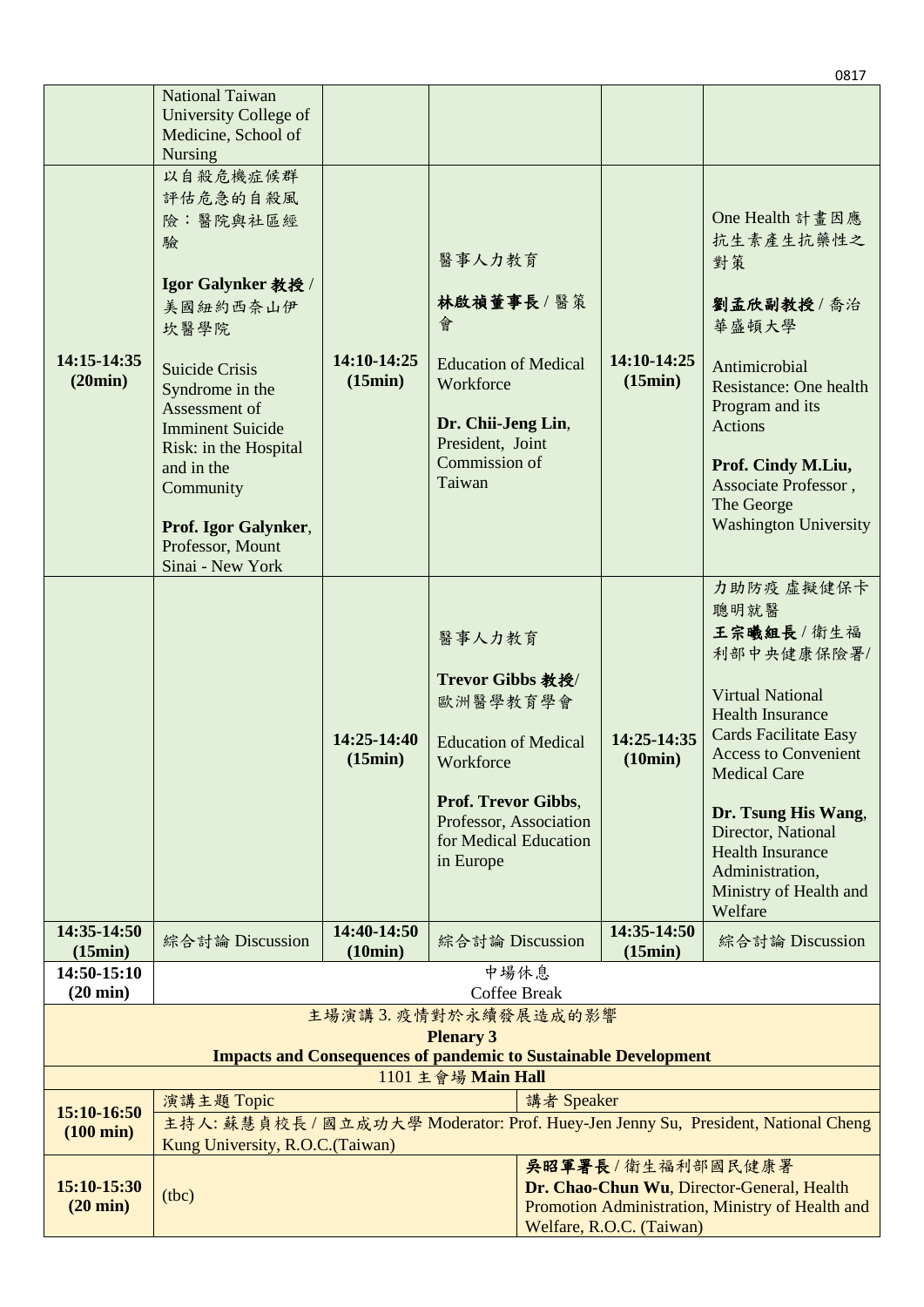| | | | | | |
|---|---|---|---|---|---|
| | National Taiwan University College of Medicine, School of Nursing | | | | |
| **14:15-14:35 (20min)** | 以自殺危機症候群評估危急的自殺風險：醫院與社區經驗<br><br>**Igor Galynker 教授** / 美國紐約西奈山伊坎醫學院<br><br>Suicide Crisis Syndrome in the Assessment of Imminent Suicide Risk: in the Hospital and in the Community<br><br>**Prof. Igor Galynker**, Professor, Mount Sinai - New York | **14:10-14:25 (15min)** | 醫事人力教育<br><br>**林啟禎董事長** / 醫策會<br><br>Education of Medical Workforce<br><br>**Dr. Chii-Jeng Lin**, President, Joint Commission of Taiwan | **14:10-14:25 (15min)** | One Health 計畫因應抗生素產生抗藥性之對策<br><br>**劉孟欣副教授** / 喬治華盛頓大學<br><br>Antimicrobial Resistance: One health Program and its Actions<br><br>**Prof. Cindy M.Liu,** Associate Professor , The George Washington University |
| | | **14:25-14:40 (15min)** | 醫事人力教育<br><br>**Trevor Gibbs 教授**/ 歐洲醫學教育學會<br><br>Education of Medical Workforce<br><br>**Prof. Trevor Gibbs**, Professor, Association for Medical Education in Europe | **14:25-14:35 (10min)** | 力助防疫 虛擬健保卡聰明就醫<br>**王宗曦組長** / 衛生福利部中央健康保險署/<br><br>Virtual National Health Insurance Cards Facilitate Easy Access to Convenient Medical Care<br><br>**Dr. Tsung His Wang**, Director, National Health Insurance Administration, Ministry of Health and Welfare |
| **14:35-14:50 (15min)** | 綜合討論 Discussion | **14:40-14:50 (10min)** | 綜合討論 Discussion | **14:35-14:50 (15min)** | 綜合討論 Discussion |
| **14:50-15:10 (20 min)** | 中場休息<br>Coffee Break | | | | |

| 主場演講 3. 疫情對於永續發展造成的影響<br>**Plenary 3**<br>**Impacts and Consequences of pandemic to Sustainable Development**<br>1101 主會場 **Main Hall** | | |
|---|---|---|
| **15:10-16:50 (100 min)** | 演講主題 Topic | 講者 Speaker |
| | 主持人: 蘇慧貞校長 / 國立成功大學 Moderator: Prof. Huey-Jen Jenny Su, President, National Cheng Kung University, R.O.C.(Taiwan) | |
| **15:10-15:30 (20 min)** | (tbc) | **吳昭軍署長** / 衛生福利部國民健康署<br>**Dr. Chao-Chun Wu**, Director-General, Health Promotion Administration, Ministry of Health and Welfare, R.O.C. (Taiwan) |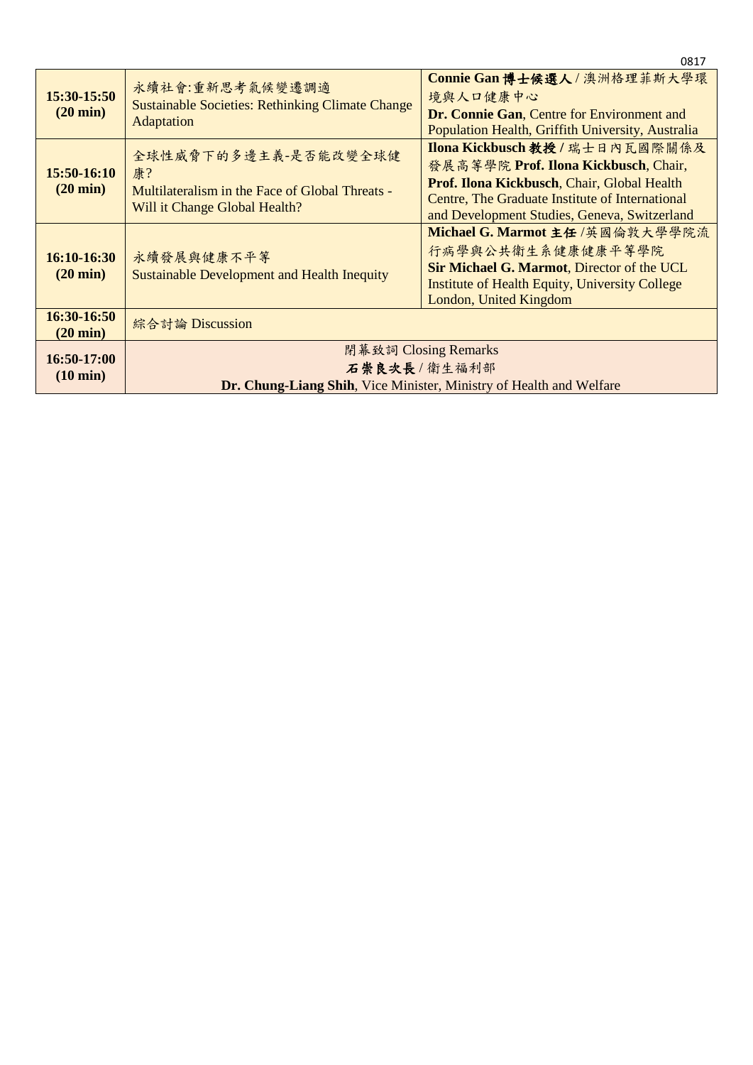| | | |
|---|---|---|
| **15:30-15:50 (20 min)** | 永續社會:重新思考氣候變遷調適<br>Sustainable Societies: Rethinking Climate Change Adaptation | **Connie Gan 博士候選人** / 澳洲格理菲斯大學環境與人口健康中心<br>**Dr. Connie Gan**, Centre for Environment and Population Health, Griffith University, Australia |
| **15:50-16:10 (20 min)** | 全球性威脅下的多邊主義-是否能改變全球健康?<br>Multilateralism in the Face of Global Threats - Will it Change Global Health? | **Ilona Kickbusch 教授** / 瑞士日內瓦國際關係及發展高等學院 **Prof. Ilona Kickbusch**, Chair,<br>**Prof. Ilona Kickbusch**, Chair, Global Health Centre, The Graduate Institute of International and Development Studies, Geneva, Switzerland |
| **16:10-16:30 (20 min)** | 永續發展與健康不平等<br>Sustainable Development and Health Inequity | **Michael G. Marmot 主任** /英國倫敦大學學院流行病學與公共衛生系健康健康平等學院<br>**Sir Michael G. Marmot**, Director of the UCL Institute of Health Equity, University College London, United Kingdom |
| **16:30-16:50 (20 min)** | 綜合討論 Discussion | |
| **16:50-17:00 (10 min)** | 閉幕致詞 Closing Remarks<br>**石崇良次長** / 衛生福利部<br>**Dr. Chung-Liang Shih**, Vice Minister, Ministry of Health and Welfare | |